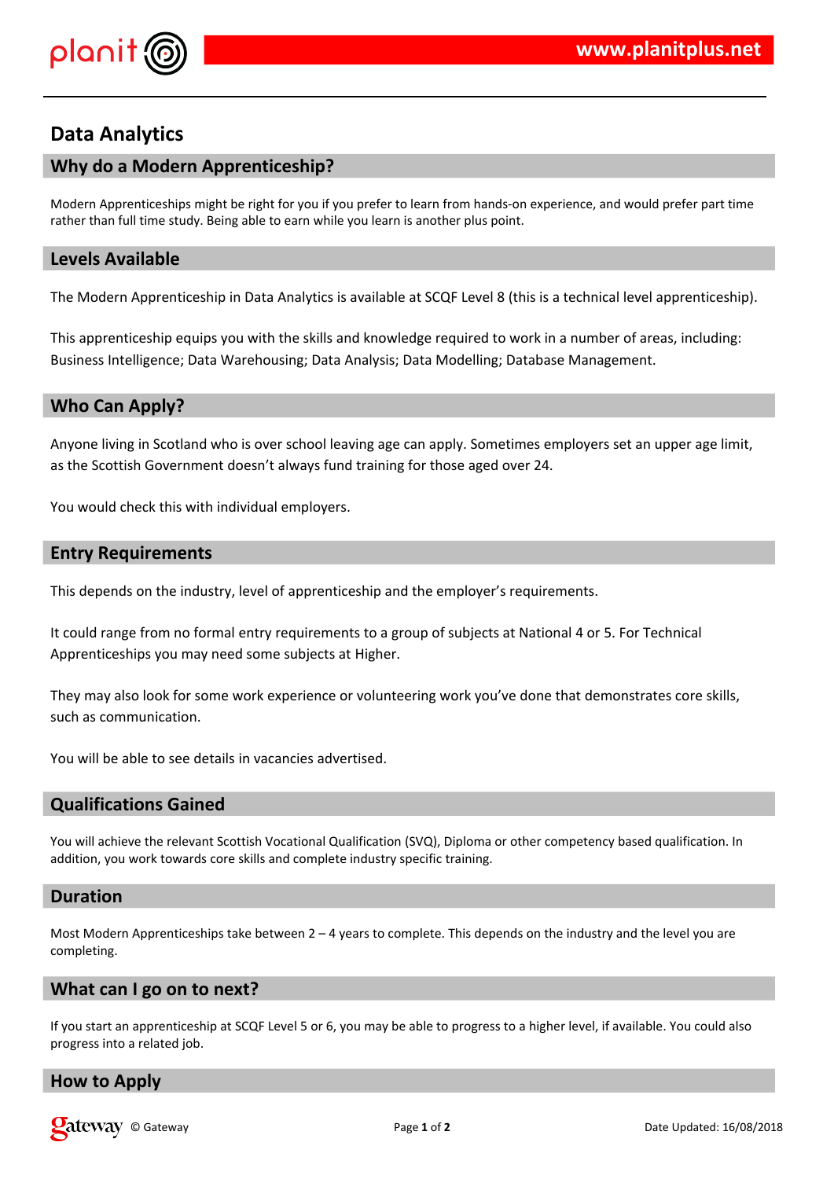# Data Analytics

## Why do a Modern Apprenticeship?

Modern Apprenticeships might be right for you if you prefer to learn from hands-on experience, and would prefer part time rather than full time study. Being able to earn while you learn is another plus point.

## Levels Available

The Modern Apprenticeship in Data Analytics is available at SCQF Level 8 (this is a technical level apprenticeship).

This apprenticeship equips you with the skills and knowledge required to work in a number of areas, including: Business Intelligence; Data Warehousing; Data Analysis; Data Modelling; Database Management.

## Who Can Apply?

Anyone living in Scotland who is over school leaving age can apply. Sometimes employers set an upper age limit, as the Scottish Government doesn't always fund training for those aged over 24.

You would check this with individual employers.

## Entry Requirements

This depends on the industry, level of apprenticeship and the employer's requirements.

It could range from no formal entry requirements to a group of subjects at National 4 or 5. For Technical Apprenticeships you may need some subjects at Higher.

They may also look for some work experience or volunteering work you've done that demonstrates core skills, such as communication.

You will be able to see details in vacancies advertised.

## Qualifications Gained

You will achieve the relevant Scottish Vocational Qualification (SVQ), Diploma or other competency based qualification. In addition, you work towards core skills and complete industry specific training.

## Duration

Most Modern Apprenticeships take between 2 – 4 years to complete. This depends on the industry and the level you are completing.

## What can I go on to next?

If you start an apprenticeship at SCQF Level 5 or 6, you may be able to progress to a higher level, if available. You could also progress into a related job.

## How to Apply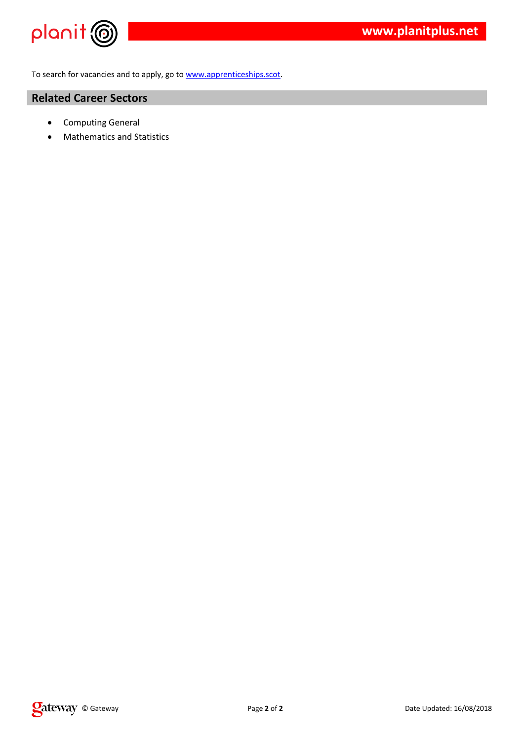To search for vacancies and to apply, go to www.apprenticeships.scot.

## Related Career Sectors

- Computing General
- Mathematics and Statistics